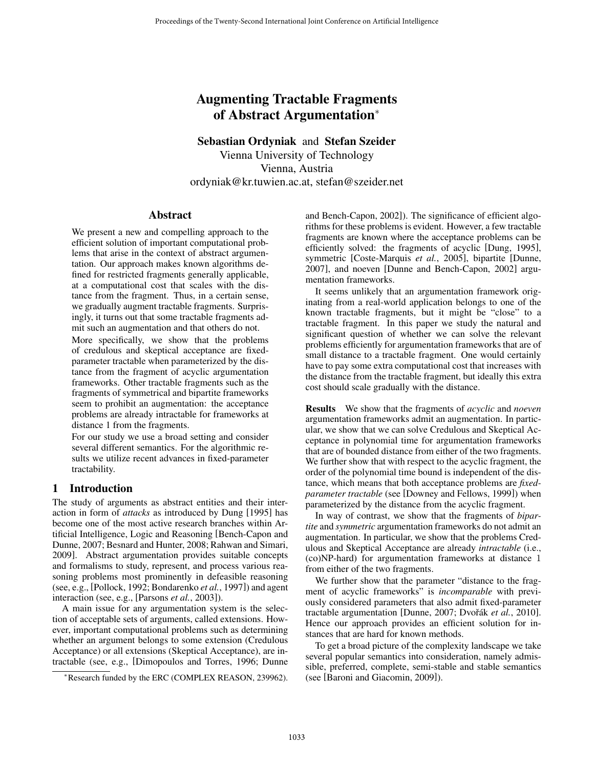# Augmenting Tractable Fragments of Abstract Argumentation*

**Sebastian Ordyniak** and **Stefan Szeider**
Vienna University of Technology
Vienna, Austria
ordyniak@kr.tuwien.ac.at, stefan@szeider.net

## Abstract

We present a new and compelling approach to the efficient solution of important computational problems that arise in the context of abstract argumentation. Our approach makes known algorithms defined for restricted fragments generally applicable, at a computational cost that scales with the distance from the fragment. Thus, in a certain sense, we gradually augment tractable fragments. Surprisingly, it turns out that some tractable fragments admit such an augmentation and that others do not.

More specifically, we show that the problems of credulous and skeptical acceptance are fixed-parameter tractable when parameterized by the distance from the fragment of acyclic argumentation frameworks. Other tractable fragments such as the fragments of symmetrical and bipartite frameworks seem to prohibit an augmentation: the acceptance problems are already intractable for frameworks at distance 1 from the fragments.

For our study we use a broad setting and consider several different semantics. For the algorithmic results we utilize recent advances in fixed-parameter tractability.

## 1 Introduction

The study of arguments as abstract entities and their interaction in form of *attacks* as introduced by Dung [1995] has become one of the most active research branches within Artificial Intelligence, Logic and Reasoning [Bench-Capon and Dunne, 2007; Besnard and Hunter, 2008; Rahwan and Simari, 2009]. Abstract argumentation provides suitable concepts and formalisms to study, represent, and process various reasoning problems most prominently in defeasible reasoning (see, e.g., [Pollock, 1992; Bondarenko *et al.*, 1997]) and agent interaction (see, e.g., [Parsons *et al.*, 2003]).

A main issue for any argumentation system is the selection of acceptable sets of arguments, called extensions. However, important computational problems such as determining whether an argument belongs to some extension (Credulous Acceptance) or all extensions (Skeptical Acceptance), are intractable (see, e.g., [Dimopoulos and Torres, 1996; Dunne and Bench-Capon, 2002]). The significance of efficient algorithms for these problems is evident. However, a few tractable fragments are known where the acceptance problems can be efficiently solved: the fragments of acyclic [Dung, 1995], symmetric [Coste-Marquis *et al.*, 2005], bipartite [Dunne, 2007], and noeven [Dunne and Bench-Capon, 2002] argumentation frameworks.

It seems unlikely that an argumentation framework originating from a real-world application belongs to one of the known tractable fragments, but it might be "close" to a tractable fragment. In this paper we study the natural and significant question of whether we can solve the relevant problems efficiently for argumentation frameworks that are of small distance to a tractable fragment. One would certainly have to pay some extra computational cost that increases with the distance from the tractable fragment, but ideally this extra cost should scale gradually with the distance.

**Results** We show that the fragments of *acyclic* and *noeven* argumentation frameworks admit an augmentation. In particular, we show that we can solve Credulous and Skeptical Acceptance in polynomial time for argumentation frameworks that are of bounded distance from either of the two fragments. We further show that with respect to the acyclic fragment, the order of the polynomial time bound is independent of the distance, which means that both acceptance problems are *fixed-parameter tractable* (see [Downey and Fellows, 1999]) when parameterized by the distance from the acyclic fragment.

In way of contrast, we show that the fragments of *bipartite* and *symmetric* argumentation frameworks do not admit an augmentation. In particular, we show that the problems Credulous and Skeptical Acceptance are already *intractable* (i.e., (co)NP-hard) for argumentation frameworks at distance 1 from either of the two fragments.

We further show that the parameter "distance to the fragment of acyclic frameworks" is *incomparable* with previously considered parameters that also admit fixed-parameter tractable argumentation [Dunne, 2007; Dvořák *et al.*, 2010]. Hence our approach provides an efficient solution for instances that are hard for known methods.

To get a broad picture of the complexity landscape we take several popular semantics into consideration, namely admissible, preferred, complete, semi-stable and stable semantics (see [Baroni and Giacomin, 2009]).

*Research funded by the ERC (COMPLEX REASON, 239962).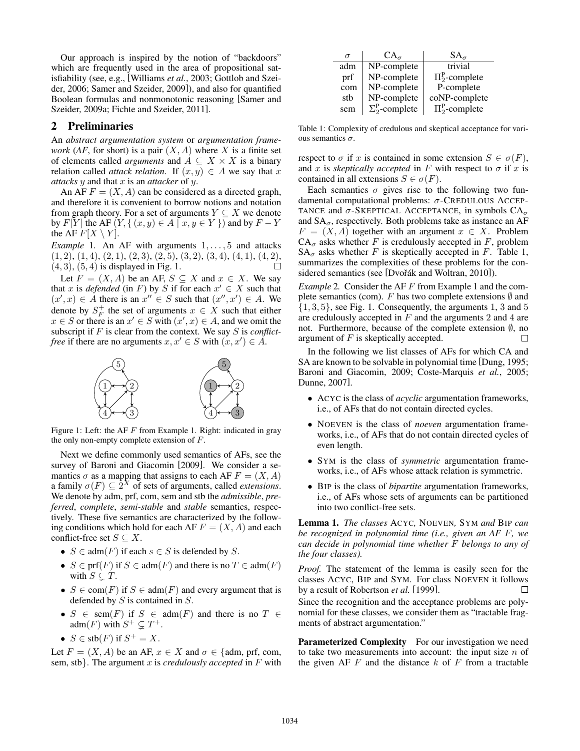Our approach is inspired by the notion of "backdoors" which are frequently used in the area of propositional satisfiability (see, e.g., [Williams *et al.*, 2003; Gottlob and Szeider, 2006; Samer and Szeider, 2009]), and also for quantified Boolean formulas and nonmonotonic reasoning [Samer and Szeider, 2009a; Fichte and Szeider, 2011].

## 2 Preliminaries

An *abstract argumentation system* or *argumentation framework* (*AF*, for short) is a pair $(X, A)$ where $X$ is a finite set of elements called *arguments* and $A \subseteq X \times X$ is a binary relation called *attack relation*. If $(x, y) \in A$ we say that $x$ *attacks* $y$ and that $x$ is an *attacker* of $y$.

An AF $F = (X, A)$ can be considered as a directed graph, and therefore it is convenient to borrow notions and notation from graph theory. For a set of arguments $Y \subseteq X$ we denote by $F[Y]$ the AF $(Y, \{\, (x, y) \in A \mid x, y \in Y \,\})$ and by $F - Y$ the AF $F[X \setminus Y]$.

*Example* 1. An AF with arguments $1, \ldots, 5$ and attacks $(1, 2)$, $(1, 4)$, $(2, 1)$, $(2, 3)$, $(2, 5)$, $(3, 2)$, $(3, 4)$, $(4, 1)$, $(4, 2)$, $(4, 3)$, $(5, 4)$ is displayed in Fig. 1. □

Let $F = (X, A)$ be an AF, $S \subseteq X$ and $x \in X$. We say that $x$ is *defended* (in $F$) by $S$ if for each $x' \in X$ such that $(x', x) \in A$ there is an $x'' \in S$ such that $(x'', x') \in A$. We denote by $S_F^+$ the set of arguments $x \in X$ such that either $x \in S$ or there is an $x' \in S$ with $(x', x) \in A$, and we omit the subscript if $F$ is clear from the context. We say $S$ is *conflict-free* if there are no arguments $x, x' \in S$ with $(x, x') \in A$.

Figure 1: Left: the AF $F$ from Example 1. Right: indicated in gray the only non-empty complete extension of $F$.

Next we define commonly used semantics of AFs, see the survey of Baroni and Giacomin [2009]. We consider a semantics $\sigma$ as a mapping that assigns to each AF $F = (X, A)$ a family $\sigma(F) \subseteq 2^X$ of sets of arguments, called *extensions*. We denote by adm, prf, com, sem and stb the *admissible*, *preferred*, *complete*, *semi-stable* and *stable* semantics, respectively. These five semantics are characterized by the following conditions which hold for each AF $F = (X, A)$ and each conflict-free set $S \subseteq X$.

- $S \in \text{adm}(F)$ if each $s \in S$ is defended by $S$.
- $S \in \text{prf}(F)$ if $S \in \text{adm}(F)$ and there is no $T \in \text{adm}(F)$ with $S \subsetneq T$.
- $S \in \text{com}(F)$ if $S \in \text{adm}(F)$ and every argument that is defended by $S$ is contained in $S$.
- $S \in \text{sem}(F)$ if $S \in \text{adm}(F)$ and there is no $T \in \text{adm}(F)$ with $S^+ \subsetneq T^+$.
- $S \in \text{stb}(F)$ if $S^+ = X$.

Let $F = (X, A)$ be an AF, $x \in X$ and $\sigma \in \{\text{adm, prf, com, sem, stb}\}$. The argument $x$ is *credulously accepted* in $F$ with respect to $\sigma$ if $x$ is contained in some extension $S \in \sigma(F)$, and $x$ is *skeptically accepted* in $F$ with respect to $\sigma$ if $x$ is contained in all extensions $S \in \sigma(F)$.

| $\sigma$ | $\text{CA}_\sigma$ | $\text{SA}_\sigma$ |
|---|---|---|
| adm | NP-complete | trivial |
| prf | NP-complete | $\Pi_2^\text{P}$-complete |
| com | NP-complete | P-complete |
| stb | NP-complete | coNP-complete |
| sem | $\Sigma_2^\text{P}$-complete | $\Pi_2^\text{P}$-complete |

Table 1: Complexity of credulous and skeptical acceptance for various semantics $\sigma$.

Each semantics $\sigma$ gives rise to the following two fundamental computational problems: $\sigma$-CREDULOUS ACCEPTANCE and $\sigma$-SKEPTICAL ACCEPTANCE, in symbols $\text{CA}_\sigma$ and $\text{SA}_\sigma$, respectively. Both problems take as instance an AF $F = (X, A)$ together with an argument $x \in X$. Problem $\text{CA}_\sigma$ asks whether $F$ is credulously accepted in $F$, problem $\text{SA}_\sigma$ asks whether $F$ is skeptically accepted in $F$. Table 1, summarizes the complexities of these problems for the considered semantics (see [Dvořák and Woltran, 2010]).

*Example* 2. Consider the AF $F$ from Example 1 and the complete semantics (com). $F$ has two complete extensions $\emptyset$ and $\{1, 3, 5\}$, see Fig. 1. Consequently, the arguments 1, 3 and 5 are credulously accepted in $F$ and the arguments 2 and 4 are not. Furthermore, because of the complete extension $\emptyset$, no argument of $F$ is skeptically accepted. □

In the following we list classes of AFs for which CA and SA are known to be solvable in polynomial time [Dung, 1995; Baroni and Giacomin, 2009; Coste-Marquis *et al.*, 2005; Dunne, 2007].

- ACYC is the class of *acyclic* argumentation frameworks, i.e., of AFs that do not contain directed cycles.
- NOEVEN is the class of *noeven* argumentation frameworks, i.e., of AFs that do not contain directed cycles of even length.
- SYM is the class of *symmetric* argumentation frameworks, i.e., of AFs whose attack relation is symmetric.
- BIP is the class of *bipartite* argumentation frameworks, i.e., of AFs whose sets of arguments can be partitioned into two conflict-free sets.

**Lemma 1.** *The classes* ACYC*,* NOEVEN*,* SYM *and* BIP *can be recognized in polynomial time (i.e., given an AF $F$, we can decide in polynomial time whether $F$ belongs to any of the four classes).*

*Proof.* The statement of the lemma is easily seen for the classes ACYC, BIP and SYM. For class NOEVEN it follows by a result of Robertson *et al.* [1999]. □

Since the recognition and the acceptance problems are polynomial for these classes, we consider them as "tractable fragments of abstract argumentation."

**Parameterized Complexity** For our investigation we need to take two measurements into account: the input size $n$ of the given AF $F$ and the distance $k$ of $F$ from a tractable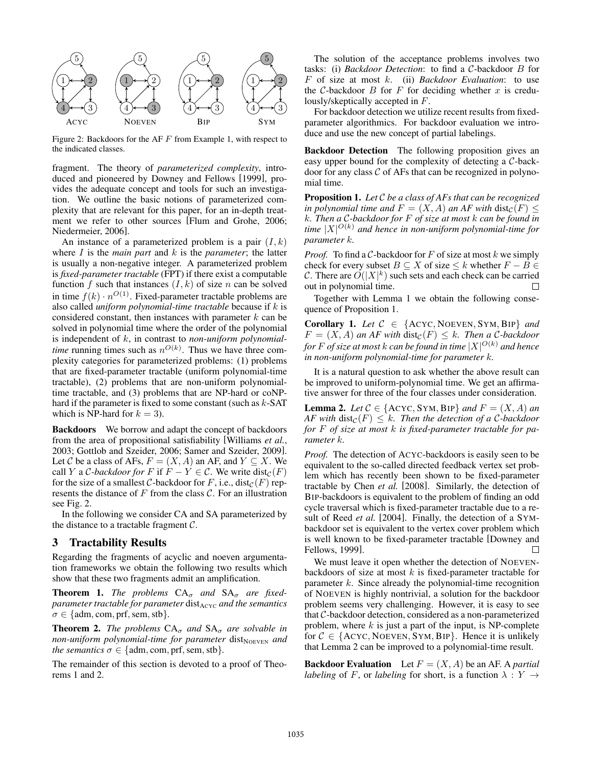Figure 2: Backdoors for the AF $F$ from Example 1, with respect to the indicated classes.

fragment. The theory of *parameterized complexity*, introduced and pioneered by Downey and Fellows [1999], provides the adequate concept and tools for such an investigation. We outline the basic notions of parameterized complexity that are relevant for this paper, for an in-depth treatment we refer to other sources [Flum and Grohe, 2006; Niedermeier, 2006].

An instance of a parameterized problem is a pair $(I, k)$ where $I$ is the *main part* and $k$ is the *parameter*; the latter is usually a non-negative integer. A parameterized problem is *fixed-parameter tractable* (FPT) if there exist a computable function $f$ such that instances $(I, k)$ of size $n$ can be solved in time $f(k) \cdot n^{O(1)}$. Fixed-parameter tractable problems are also called *uniform polynomial-time tractable* because if $k$ is considered constant, then instances with parameter $k$ can be solved in polynomial time where the order of the polynomial is independent of $k$, in contrast to *non-uniform polynomial-time* running times such as $n^{O(k)}$. Thus we have three complexity categories for parameterized problems: (1) problems that are fixed-parameter tractable (uniform polynomial-time tractable), (2) problems that are non-uniform polynomial-time tractable, and (3) problems that are NP-hard or coNP-hard if the parameter is fixed to some constant (such as $k$-SAT which is NP-hard for $k = 3$).

**Backdoors** We borrow and adapt the concept of backdoors from the area of propositional satisfiability [Williams *et al.*, 2003; Gottlob and Szeider, 2006; Samer and Szeider, 2009]. Let $\mathcal{C}$ be a class of AFs, $F = (X, A)$ an AF, and $Y \subseteq X$. We call $Y$ a *$\mathcal{C}$-backdoor for* $F$ if $F - Y \in \mathcal{C}$. We write $\text{dist}_{\mathcal{C}}(F)$ for the size of a smallest $\mathcal{C}$-backdoor for $F$, i.e., $\text{dist}_{\mathcal{C}}(F)$ represents the distance of $F$ from the class $\mathcal{C}$. For an illustration see Fig. 2.

In the following we consider CA and SA parameterized by the distance to a tractable fragment $\mathcal{C}$.

## 3 Tractability Results

Regarding the fragments of acyclic and noeven argumentation frameworks we obtain the following two results which show that these two fragments admit an amplification.

**Theorem 1.** *The problems* $\text{CA}_\sigma$ *and* $\text{SA}_\sigma$ *are fixed-parameter tractable for parameter* $\text{dist}_{\text{ACYC}}$ *and the semantics* $\sigma \in \{\text{adm}, \text{com}, \text{prf}, \text{sem}, \text{stb}\}$.

**Theorem 2.** *The problems* $\text{CA}_\sigma$ *and* $\text{SA}_\sigma$ *are solvable in non-uniform polynomial-time for parameter* $\text{dist}_{\text{NOEVEN}}$ *and the semantics* $\sigma \in \{\text{adm}, \text{com}, \text{prf}, \text{sem}, \text{stb}\}$.

The remainder of this section is devoted to a proof of Theorems 1 and 2.

The solution of the acceptance problems involves two tasks: (i) *Backdoor Detection*: to find a $\mathcal{C}$-backdoor $B$ for $F$ of size at most $k$. (ii) *Backdoor Evaluation*: to use the $\mathcal{C}$-backdoor $B$ for $F$ for deciding whether $x$ is credulously/skeptically accepted in $F$.

For backdoor detection we utilize recent results from fixed-parameter algorithmics. For backdoor evaluation we introduce and use the new concept of partial labelings.

**Backdoor Detection** The following proposition gives an easy upper bound for the complexity of detecting a $\mathcal{C}$-backdoor for any class $\mathcal{C}$ of AFs that can be recognized in polynomial time.

**Proposition 1.** *Let $\mathcal{C}$ be a class of AFs that can be recognized in polynomial time and $F = (X, A)$ an AF with $\text{dist}_{\mathcal{C}}(F) \leq k$. Then a $\mathcal{C}$-backdoor for $F$ of size at most $k$ can be found in time $|X|^{O(k)}$ and hence in non-uniform polynomial-time for parameter $k$.*

*Proof.* To find a $\mathcal{C}$-backdoor for $F$ of size at most $k$ we simply check for every subset $B \subseteq X$ of size $\leq k$ whether $F - B \in \mathcal{C}$. There are $O(|X|^k)$ such sets and each check can be carried out in polynomial time. □

Together with Lemma 1 we obtain the following consequence of Proposition 1.

**Corollary 1.** *Let $\mathcal{C} \in \{\text{ACYC}, \text{NOEVEN}, \text{SYM}, \text{BIP}\}$ and $F = (X, A)$ an AF with $\text{dist}_{\mathcal{C}}(F) \leq k$. Then a $\mathcal{C}$-backdoor for $F$ of size at most $k$ can be found in time $|X|^{O(k)}$ and hence in non-uniform polynomial-time for parameter $k$.*

It is a natural question to ask whether the above result can be improved to uniform-polynomial time. We get an affirmative answer for three of the four classes under consideration.

**Lemma 2.** *Let $\mathcal{C} \in \{\text{ACYC}, \text{SYM}, \text{BIP}\}$ and $F = (X, A)$ an AF with $\text{dist}_{\mathcal{C}}(F) \leq k$. Then the detection of a $\mathcal{C}$-backdoor for $F$ of size at most $k$ is fixed-parameter tractable for parameter $k$.*

*Proof.* The detection of ACYC-backdoors is easily seen to be equivalent to the so-called directed feedback vertex set problem which has recently been shown to be fixed-parameter tractable by Chen *et al.* [2008]. Similarly, the detection of BIP-backdoors is equivalent to the problem of finding an odd cycle traversal which is fixed-parameter tractable due to a result of Reed *et al.* [2004]. Finally, the detection of a SYM-backdoor set is equivalent to the vertex cover problem which is well known to be fixed-parameter tractable [Downey and Fellows, 1999]. □

We must leave it open whether the detection of NOEVEN-backdoors of size at most $k$ is fixed-parameter tractable for parameter $k$. Since already the polynomial-time recognition of NOEVEN is highly nontrivial, a solution for the backdoor problem seems very challenging. However, it is easy to see that $\mathcal{C}$-backdoor detection, considered as a non-parameterized problem, where $k$ is just a part of the input, is NP-complete for $\mathcal{C} \in \{\text{ACYC}, \text{NOEVEN}, \text{SYM}, \text{BIP}\}$. Hence it is unlikely that Lemma 2 can be improved to a polynomial-time result.

**Backdoor Evaluation** Let $F = (X, A)$ be an AF. A *partial labeling* of $F$, or *labeling* for short, is a function $\lambda : Y \to$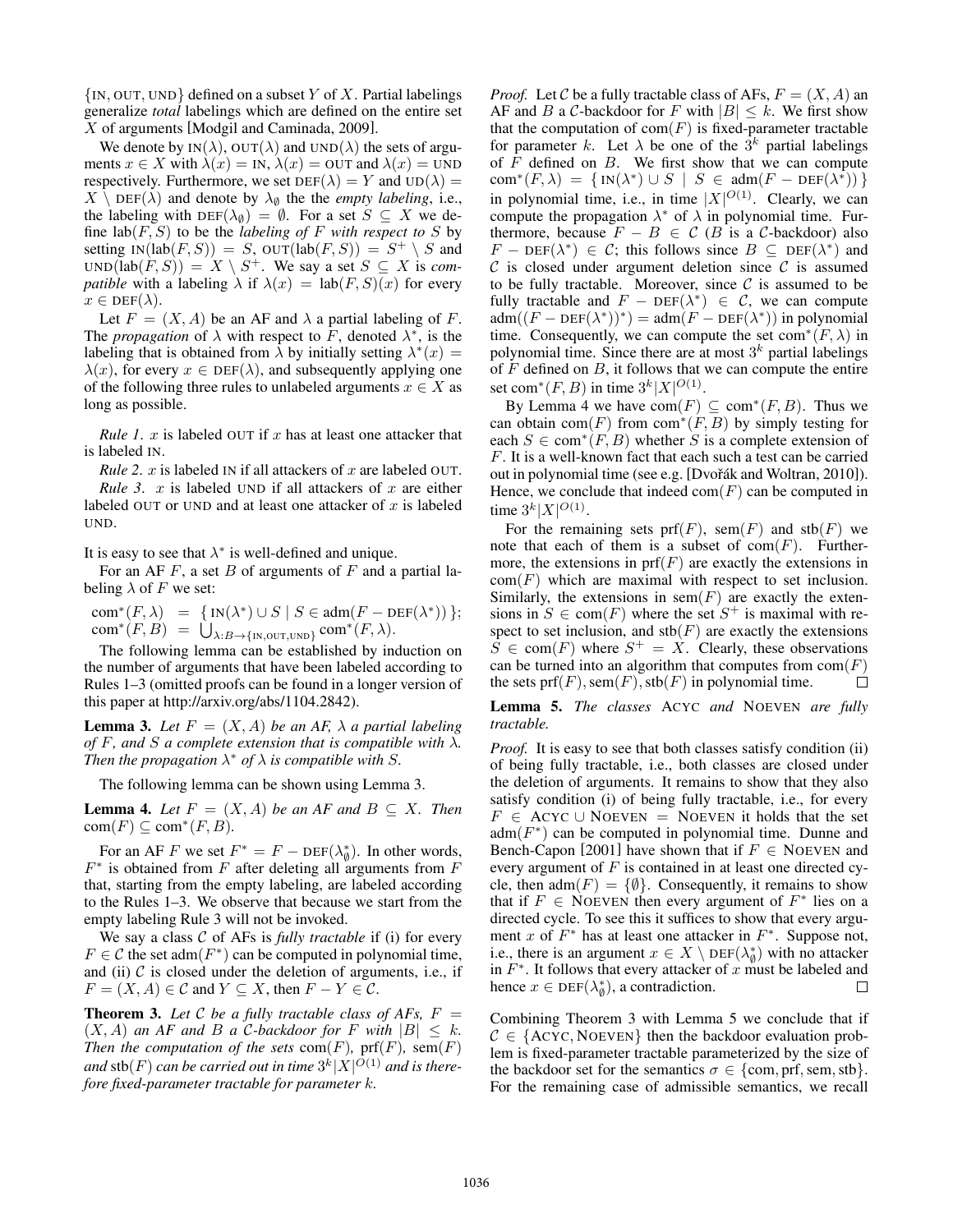$\{\text{IN}, \text{OUT}, \text{UND}\}$ defined on a subset $Y$ of $X$. Partial labelings generalize *total* labelings which are defined on the entire set $X$ of arguments [Modgil and Caminada, 2009].

We denote by $\text{IN}(\lambda)$, $\text{OUT}(\lambda)$ and $\text{UND}(\lambda)$ the sets of arguments $x \in X$ with $\lambda(x) = \text{IN}$, $\lambda(x) = \text{OUT}$ and $\lambda(x) = \text{UND}$ respectively. Furthermore, we set $\text{DEF}(\lambda) = Y$ and $\text{UD}(\lambda) = X \setminus \text{DEF}(\lambda)$ and denote by $\lambda_\emptyset$ the the *empty labeling*, i.e., the labeling with $\text{DEF}(\lambda_\emptyset) = \emptyset$. For a set $S \subseteq X$ we define $\text{lab}(F, S)$ to be the *labeling of $F$ with respect to $S$* by setting $\text{IN}(\text{lab}(F, S)) = S$, $\text{OUT}(\text{lab}(F, S)) = S^+ \setminus S$ and $\text{UND}(\text{lab}(F, S)) = X \setminus S^+$. We say a set $S \subseteq X$ is *compatible* with a labeling $\lambda$ if $\lambda(x) = \text{lab}(F, S)(x)$ for every $x \in \text{DEF}(\lambda)$.

Let $F = (X, A)$ be an AF and $\lambda$ a partial labeling of $F$. The *propagation* of $\lambda$ with respect to $F$, denoted $\lambda^*$, is the labeling that is obtained from $\lambda$ by initially setting $\lambda^*(x) = \lambda(x)$, for every $x \in \text{DEF}(\lambda)$, and subsequently applying one of the following three rules to unlabeled arguments $x \in X$ as long as possible.

*Rule 1.* $x$ is labeled OUT if $x$ has at least one attacker that is labeled IN.

*Rule 2.* $x$ is labeled IN if all attackers of $x$ are labeled OUT.

*Rule 3.* $x$ is labeled UND if all attackers of $x$ are either labeled OUT or UND and at least one attacker of $x$ is labeled UND.

It is easy to see that $\lambda^*$ is well-defined and unique.

For an AF $F$, a set $B$ of arguments of $F$ and a partial labeling $\lambda$ of $F$ we set:

$$\text{com}^*(F, \lambda) = \{ \text{IN}(\lambda^*) \cup S \mid S \in \text{adm}(F - \text{DEF}(\lambda^*)) \};$$
$$\text{com}^*(F, B) = \bigcup_{\lambda : B \to \{\text{IN}, \text{OUT}, \text{UND}\}} \text{com}^*(F, \lambda).$$

The following lemma can be established by induction on the number of arguments that have been labeled according to Rules 1–3 (omitted proofs can be found in a longer version of this paper at http://arxiv.org/abs/1104.2842).

**Lemma 3.** *Let $F = (X, A)$ be an AF, $\lambda$ a partial labeling of $F$, and $S$ a complete extension that is compatible with $\lambda$. Then the propagation $\lambda^*$ of $\lambda$ is compatible with $S$.*

The following lemma can be shown using Lemma 3.

**Lemma 4.** *Let $F = (X, A)$ be an AF and $B \subseteq X$. Then $\text{com}(F) \subseteq \text{com}^*(F, B)$.*

For an AF $F$ we set $F^* = F - \text{DEF}(\lambda_\emptyset^*)$. In other words, $F^*$ is obtained from $F$ after deleting all arguments from $F$ that, starting from the empty labeling, are labeled according to the Rules 1–3. We observe that because we start from the empty labeling Rule 3 will not be invoked.

We say a class $\mathcal{C}$ of AFs is *fully tractable* if (i) for every $F \in \mathcal{C}$ the set $\text{adm}(F^*)$ can be computed in polynomial time, and (ii) $\mathcal{C}$ is closed under the deletion of arguments, i.e., if $F = (X, A) \in \mathcal{C}$ and $Y \subseteq X$, then $F - Y \in \mathcal{C}$.

**Theorem 3.** *Let $\mathcal{C}$ be a fully tractable class of AFs, $F = (X, A)$ an AF and $B$ a $\mathcal{C}$-backdoor for $F$ with $|B| \leq k$. Then the computation of the sets $\text{com}(F)$, $\text{prf}(F)$, $\text{sem}(F)$ and $\text{stb}(F)$ can be carried out in time $3^k|X|^{O(1)}$ and is therefore fixed-parameter tractable for parameter $k$.*

*Proof.* Let $\mathcal{C}$ be a fully tractable class of AFs, $F = (X, A)$ an AF and $B$ a $\mathcal{C}$-backdoor for $F$ with $|B| \leq k$. We first show that the computation of $\text{com}(F)$ is fixed-parameter tractable for parameter $k$. Let $\lambda$ be one of the $3^k$ partial labelings of $F$ defined on $B$. We first show that we can compute $\text{com}^*(F, \lambda) = \{ \text{IN}(\lambda^*) \cup S \mid S \in \text{adm}(F - \text{DEF}(\lambda^*)) \}$ in polynomial time, i.e., in time $|X|^{O(1)}$. Clearly, we can compute the propagation $\lambda^*$ of $\lambda$ in polynomial time. Furthermore, because $F - B \in \mathcal{C}$ ($B$ is a $\mathcal{C}$-backdoor) also $F - \text{DEF}(\lambda^*) \in \mathcal{C}$; this follows since $B \subseteq \text{DEF}(\lambda^*)$ and $\mathcal{C}$ is closed under argument deletion since $\mathcal{C}$ is assumed to be fully tractable. Moreover, since $\mathcal{C}$ is assumed to be fully tractable and $F - \text{DEF}(\lambda^*) \in \mathcal{C}$, we can compute $\text{adm}((F - \text{DEF}(\lambda^*))^*) = \text{adm}(F - \text{DEF}(\lambda^*))$ in polynomial time. Consequently, we can compute the set $\text{com}^*(F, \lambda)$ in polynomial time. Since there are at most $3^k$ partial labelings of $F$ defined on $B$, it follows that we can compute the entire set $\text{com}^*(F, B)$ in time $3^k|X|^{O(1)}$.

By Lemma 4 we have $\text{com}(F) \subseteq \text{com}^*(F, B)$. Thus we can obtain $\text{com}(F)$ from $\text{com}^*(F, B)$ by simply testing for each $S \in \text{com}^*(F, B)$ whether $S$ is a complete extension of $F$. It is a well-known fact that each such a test can be carried out in polynomial time (see e.g. [Dvořák and Woltran, 2010]). Hence, we conclude that indeed $\text{com}(F)$ can be computed in time $3^k|X|^{O(1)}$.

For the remaining sets $\text{prf}(F)$, $\text{sem}(F)$ and $\text{stb}(F)$ we note that each of them is a subset of $\text{com}(F)$. Furthermore, the extensions in $\text{prf}(F)$ are exactly the extensions in $\text{com}(F)$ which are maximal with respect to set inclusion. Similarly, the extensions in $\text{sem}(F)$ are exactly the extensions in $S \in \text{com}(F)$ where the set $S^+$ is maximal with respect to set inclusion, and $\text{stb}(F)$ are exactly the extensions $S \in \text{com}(F)$ where $S^+ = X$. Clearly, these observations can be turned into an algorithm that computes from $\text{com}(F)$ the sets $\text{prf}(F), \text{sem}(F), \text{stb}(F)$ in polynomial time. $\square$

**Lemma 5.** *The classes* ACYC *and* NOEVEN *are fully tractable.*

*Proof.* It is easy to see that both classes satisfy condition (ii) of being fully tractable, i.e., both classes are closed under the deletion of arguments. It remains to show that they also satisfy condition (i) of being fully tractable, i.e., for every $F \in \text{ACYC} \cup \text{NOEVEN} = \text{NOEVEN}$ it holds that the set $\text{adm}(F^*)$ can be computed in polynomial time. Dunne and Bench-Capon [2001] have shown that if $F \in \text{NOEVEN}$ and every argument of $F$ is contained in at least one directed cycle, then $\text{adm}(F) = \{\emptyset\}$. Consequently, it remains to show that if $F \in \text{NOEVEN}$ then every argument of $F^*$ lies on a directed cycle. To see this it suffices to show that every argument $x$ of $F^*$ has at least one attacker in $F^*$. Suppose not, i.e., there is an argument $x \in X \setminus \text{DEF}(\lambda_\emptyset^*)$ with no attacker in $F^*$. It follows that every attacker of $x$ must be labeled and hence $x \in \text{DEF}(\lambda_\emptyset^*)$, a contradiction. $\square$

Combining Theorem 3 with Lemma 5 we conclude that if $\mathcal{C} \in \{\text{ACYC}, \text{NOEVEN}\}$ then the backdoor evaluation problem is fixed-parameter tractable parameterized by the size of the backdoor set for the semantics $\sigma \in \{\text{com}, \text{prf}, \text{sem}, \text{stb}\}$. For the remaining case of admissible semantics, we recall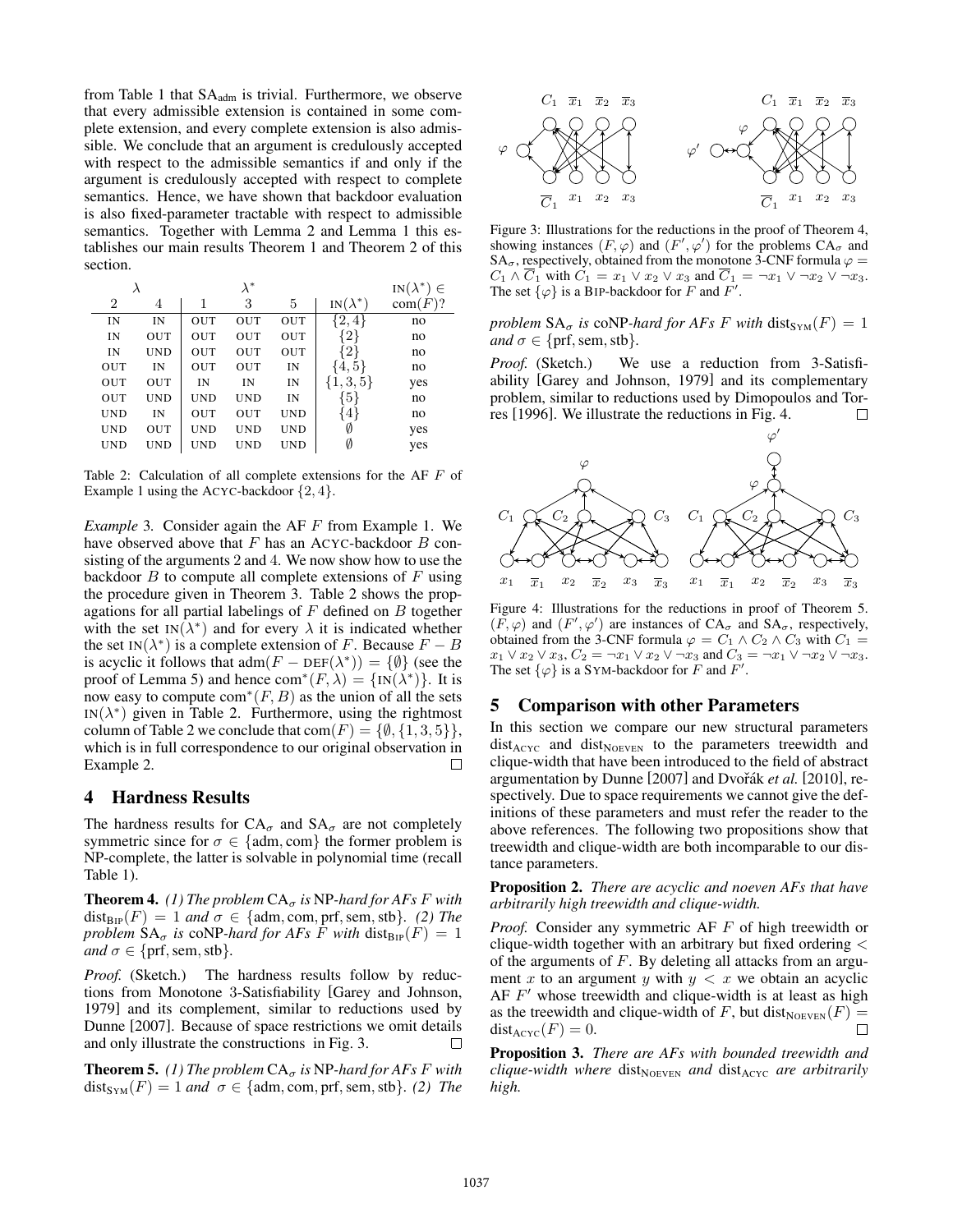from Table 1 that $SA_{adm}$ is trivial. Furthermore, we observe that every admissible extension is contained in some complete extension, and every complete extension is also admissible. We conclude that an argument is credulously accepted with respect to the admissible semantics if and only if the argument is credulously accepted with respect to complete semantics. Hence, we have shown that backdoor evaluation is also fixed-parameter tractable with respect to admissible semantics. Together with Lemma 2 and Lemma 1 this establishes our main results Theorem 1 and Theorem 2 of this section.

| $\lambda$ | | $\lambda^*$ | | | $\text{IN}(\lambda^*)$ | $\text{IN}(\lambda^*) \in$ $\text{com}(F)$? |
|---|---|---|---|---|---|---|
| 2 | 4 | 1 | 3 | 5 | | |
| IN | IN | OUT | OUT | OUT | $\{2, 4\}$ | no |
| IN | OUT | OUT | OUT | OUT | $\{2\}$ | no |
| IN | UND | OUT | OUT | OUT | $\{2\}$ | no |
| OUT | IN | OUT | OUT | IN | $\{4, 5\}$ | no |
| OUT | OUT | IN | IN | IN | $\{1, 3, 5\}$ | yes |
| OUT | UND | UND | UND | IN | $\{5\}$ | no |
| UND | IN | OUT | OUT | UND | $\{4\}$ | no |
| UND | OUT | UND | UND | UND | $\emptyset$ | yes |
| UND | UND | UND | UND | UND | $\emptyset$ | yes |

Table 2: Calculation of all complete extensions for the AF $F$ of Example 1 using the ACYC-backdoor $\{2, 4\}$.

*Example* 3. Consider again the AF $F$ from Example 1. We have observed above that $F$ has an ACYC-backdoor $B$ consisting of the arguments 2 and 4. We now show how to use the backdoor $B$ to compute all complete extensions of $F$ using the procedure given in Theorem 3. Table 2 shows the propagations for all partial labelings of $F$ defined on $B$ together with the set $\text{IN}(\lambda^*)$ and for every $\lambda$ it is indicated whether the set $\text{IN}(\lambda^*)$ is a complete extension of $F$. Because $F - B$ is acyclic it follows that $\text{adm}(F - \text{DEF}(\lambda^*)) = \{\emptyset\}$ (see the proof of Lemma 5) and hence $\text{com}^*(F, \lambda) = \{\text{IN}(\lambda^*)\}$. It is now easy to compute $\text{com}^*(F, B)$ as the union of all the sets $\text{IN}(\lambda^*)$ given in Table 2. Furthermore, using the rightmost column of Table 2 we conclude that $\text{com}(F) = \{\emptyset, \{1, 3, 5\}\}$, which is in full correspondence to our original observation in Example 2. □

## 4 Hardness Results

The hardness results for $CA_\sigma$ and $SA_\sigma$ are not completely symmetric since for $\sigma \in \{\text{adm}, \text{com}\}$ the former problem is NP-complete, the latter is solvable in polynomial time (recall Table 1).

**Theorem 4.** *(1) The problem $CA_\sigma$ is NP-hard for AFs $F$ with $\text{dist}_{\text{BIP}}(F) = 1$ and $\sigma \in \{\text{adm}, \text{com}, \text{prf}, \text{sem}, \text{stb}\}$. (2) The problem $SA_\sigma$ is coNP-hard for AFs $F$ with $\text{dist}_{\text{BIP}}(F) = 1$ and $\sigma \in \{\text{prf}, \text{sem}, \text{stb}\}$.*

*Proof.* (Sketch.) The hardness results follow by reductions from Monotone 3-Satisfiability [Garey and Johnson, 1979] and its complement, similar to reductions used by Dunne [2007]. Because of space restrictions we omit details and only illustrate the constructions in Fig. 3. □

**Theorem 5.** *(1) The problem $CA_\sigma$ is NP-hard for AFs $F$ with $\text{dist}_{\text{SYM}}(F) = 1$ and $\sigma \in \{\text{adm}, \text{com}, \text{prf}, \text{sem}, \text{stb}\}$. (2) The problem $SA_\sigma$ is coNP-hard for AFs $F$ with $\text{dist}_{\text{SYM}}(F) = 1$ and $\sigma \in \{\text{prf}, \text{sem}, \text{stb}\}$.*

Figure 3: Illustrations for the reductions in the proof of Theorem 4, showing instances $(F, \varphi)$ and $(F', \varphi')$ for the problems $CA_\sigma$ and $SA_\sigma$, respectively, obtained from the monotone 3-CNF formula $\varphi = C_1 \wedge \overline{C}_1$ with $C_1 = x_1 \vee x_2 \vee x_3$ and $\overline{C}_1 = \neg x_1 \vee \neg x_2 \vee \neg x_3$. The set $\{\varphi\}$ is a BIP-backdoor for $F$ and $F'$.

*Proof.* (Sketch.) We use a reduction from 3-Satisfiability [Garey and Johnson, 1979] and its complementary problem, similar to reductions used by Dimopoulos and Torres [1996]. We illustrate the reductions in Fig. 4. □

Figure 4: Illustrations for the reductions in proof of Theorem 5. $(F, \varphi)$ and $(F', \varphi')$ are instances of $CA_\sigma$ and $SA_\sigma$, respectively, obtained from the 3-CNF formula $\varphi = C_1 \wedge C_2 \wedge C_3$ with $C_1 = x_1 \vee x_2 \vee x_3$, $C_2 = \neg x_1 \vee x_2 \vee \neg x_3$ and $C_3 = \neg x_1 \vee \neg x_2 \vee \neg x_3$. The set $\{\varphi\}$ is a SYM-backdoor for $F$ and $F'$.

## 5 Comparison with other Parameters

In this section we compare our new structural parameters $\text{dist}_{\text{ACYC}}$ and $\text{dist}_{\text{NOEVEN}}$ to the parameters treewidth and clique-width that have been introduced to the field of abstract argumentation by Dunne [2007] and Dvořák *et al.* [2010], respectively. Due to space requirements we cannot give the definitions of these parameters and must refer the reader to the above references. The following two propositions show that treewidth and clique-width are both incomparable to our distance parameters.

**Proposition 2.** *There are acyclic and noeven AFs that have arbitrarily high treewidth and clique-width.*

*Proof.* Consider any symmetric AF $F$ of high treewidth or clique-width with an arbitrary but fixed ordering $<$ of the arguments of $F$. By deleting all attacks from an argument $x$ to an argument $y$ with $y < x$ we obtain an acyclic AF $F'$ whose treewidth and clique-width is at least as high as the treewidth and clique-width of $F$, but $\text{dist}_{\text{NOEVEN}}(F) = \text{dist}_{\text{ACYC}}(F) = 0$. □

**Proposition 3.** *There are AFs with bounded treewidth and clique-width where $\text{dist}_{\text{NOEVEN}}$ and $\text{dist}_{\text{ACYC}}$ are arbitrarily high.*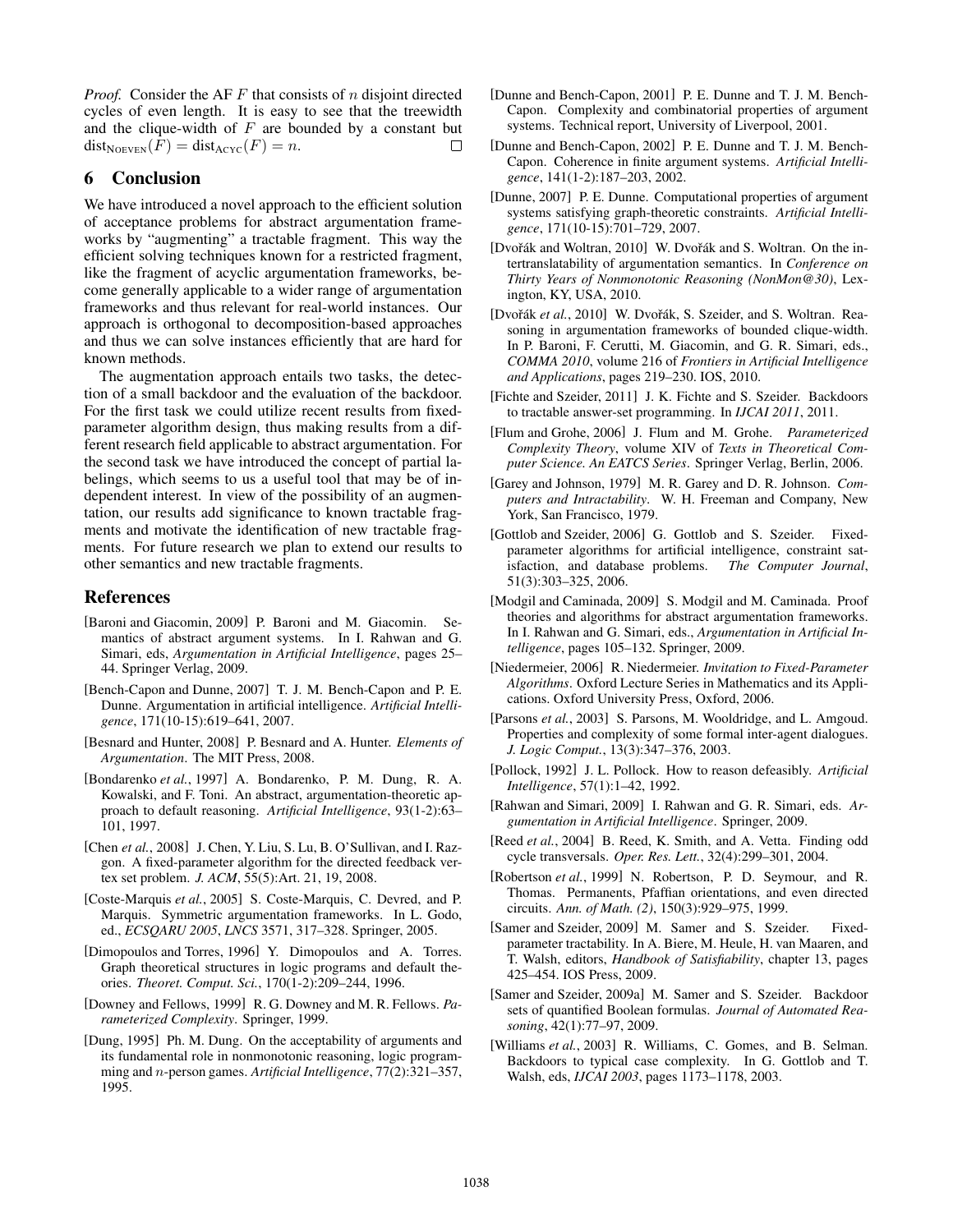*Proof.* Consider the AF $F$ that consists of $n$ disjoint directed cycles of even length. It is easy to see that the treewidth and the clique-width of $F$ are bounded by a constant but $\text{dist}_{\text{NOEVEN}}(F) = \text{dist}_{\text{ACYC}}(F) = n$. $\square$

## 6 Conclusion

We have introduced a novel approach to the efficient solution of acceptance problems for abstract argumentation frameworks by "augmenting" a tractable fragment. This way the efficient solving techniques known for a restricted fragment, like the fragment of acyclic argumentation frameworks, become generally applicable to a wider range of argumentation frameworks and thus relevant for real-world instances. Our approach is orthogonal to decomposition-based approaches and thus we can solve instances efficiently that are hard for known methods.

The augmentation approach entails two tasks, the detection of a small backdoor and the evaluation of the backdoor. For the first task we could utilize recent results from fixed-parameter algorithm design, thus making results from a different research field applicable to abstract argumentation. For the second task we have introduced the concept of partial labelings, which seems to us a useful tool that may be of independent interest. In view of the possibility of an augmentation, our results add significance to known tractable fragments and motivate the identification of new tractable fragments. For future research we plan to extend our results to other semantics and new tractable fragments.

## References

[Baroni and Giacomin, 2009] P. Baroni and M. Giacomin. Semantics of abstract argument systems. In I. Rahwan and G. Simari, eds, *Argumentation in Artificial Intelligence*, pages 25–44. Springer Verlag, 2009.

[Bench-Capon and Dunne, 2007] T. J. M. Bench-Capon and P. E. Dunne. Argumentation in artificial intelligence. *Artificial Intelligence*, 171(10-15):619–641, 2007.

[Besnard and Hunter, 2008] P. Besnard and A. Hunter. *Elements of Argumentation*. The MIT Press, 2008.

[Bondarenko *et al.*, 1997] A. Bondarenko, P. M. Dung, R. A. Kowalski, and F. Toni. An abstract, argumentation-theoretic approach to default reasoning. *Artificial Intelligence*, 93(1-2):63–101, 1997.

[Chen *et al.*, 2008] J. Chen, Y. Liu, S. Lu, B. O'Sullivan, and I. Razgon. A fixed-parameter algorithm for the directed feedback vertex set problem. *J. ACM*, 55(5):Art. 21, 19, 2008.

[Coste-Marquis *et al.*, 2005] S. Coste-Marquis, C. Devred, and P. Marquis. Symmetric argumentation frameworks. In L. Godo, ed., *ECSQARU 2005*, *LNCS* 3571, 317–328. Springer, 2005.

[Dimopoulos and Torres, 1996] Y. Dimopoulos and A. Torres. Graph theoretical structures in logic programs and default theories. *Theoret. Comput. Sci.*, 170(1-2):209–244, 1996.

[Downey and Fellows, 1999] R. G. Downey and M. R. Fellows. *Parameterized Complexity*. Springer, 1999.

[Dung, 1995] Ph. M. Dung. On the acceptability of arguments and its fundamental role in nonmonotonic reasoning, logic programming and $n$-person games. *Artificial Intelligence*, 77(2):321–357, 1995.

[Dunne and Bench-Capon, 2001] P. E. Dunne and T. J. M. Bench-Capon. Complexity and combinatorial properties of argument systems. Technical report, University of Liverpool, 2001.

[Dunne and Bench-Capon, 2002] P. E. Dunne and T. J. M. Bench-Capon. Coherence in finite argument systems. *Artificial Intelligence*, 141(1-2):187–203, 2002.

[Dunne, 2007] P. E. Dunne. Computational properties of argument systems satisfying graph-theoretic constraints. *Artificial Intelligence*, 171(10-15):701–729, 2007.

[Dvořák and Woltran, 2010] W. Dvořák and S. Woltran. On the intertranslatability of argumentation semantics. In *Conference on Thirty Years of Nonmonotonic Reasoning (NonMon@30)*, Lexington, KY, USA, 2010.

[Dvořák *et al.*, 2010] W. Dvořák, S. Szeider, and S. Woltran. Reasoning in argumentation frameworks of bounded clique-width. In P. Baroni, F. Cerutti, M. Giacomin, and G. R. Simari, eds., *COMMA 2010*, volume 216 of *Frontiers in Artificial Intelligence and Applications*, pages 219–230. IOS, 2010.

[Fichte and Szeider, 2011] J. K. Fichte and S. Szeider. Backdoors to tractable answer-set programming. In *IJCAI 2011*, 2011.

[Flum and Grohe, 2006] J. Flum and M. Grohe. *Parameterized Complexity Theory*, volume XIV of *Texts in Theoretical Computer Science. An EATCS Series*. Springer Verlag, Berlin, 2006.

[Garey and Johnson, 1979] M. R. Garey and D. R. Johnson. *Computers and Intractability*. W. H. Freeman and Company, New York, San Francisco, 1979.

[Gottlob and Szeider, 2006] G. Gottlob and S. Szeider. Fixed-parameter algorithms for artificial intelligence, constraint satisfaction, and database problems. *The Computer Journal*, 51(3):303–325, 2006.

[Modgil and Caminada, 2009] S. Modgil and M. Caminada. Proof theories and algorithms for abstract argumentation frameworks. In I. Rahwan and G. Simari, eds., *Argumentation in Artificial Intelligence*, pages 105–132. Springer, 2009.

[Niedermeier, 2006] R. Niedermeier. *Invitation to Fixed-Parameter Algorithms*. Oxford Lecture Series in Mathematics and its Applications. Oxford University Press, Oxford, 2006.

[Parsons *et al.*, 2003] S. Parsons, M. Wooldridge, and L. Amgoud. Properties and complexity of some formal inter-agent dialogues. *J. Logic Comput.*, 13(3):347–376, 2003.

[Pollock, 1992] J. L. Pollock. How to reason defeasibly. *Artificial Intelligence*, 57(1):1–42, 1992.

[Rahwan and Simari, 2009] I. Rahwan and G. R. Simari, eds. *Argumentation in Artificial Intelligence*. Springer, 2009.

[Reed *et al.*, 2004] B. Reed, K. Smith, and A. Vetta. Finding odd cycle transversals. *Oper. Res. Lett.*, 32(4):299–301, 2004.

[Robertson *et al.*, 1999] N. Robertson, P. D. Seymour, and R. Thomas. Permanents, Pfaffian orientations, and even directed circuits. *Ann. of Math. (2)*, 150(3):929–975, 1999.

[Samer and Szeider, 2009] M. Samer and S. Szeider. Fixed-parameter tractability. In A. Biere, M. Heule, H. van Maaren, and T. Walsh, editors, *Handbook of Satisfiability*, chapter 13, pages 425–454. IOS Press, 2009.

[Samer and Szeider, 2009a] M. Samer and S. Szeider. Backdoor sets of quantified Boolean formulas. *Journal of Automated Reasoning*, 42(1):77–97, 2009.

[Williams *et al.*, 2003] R. Williams, C. Gomes, and B. Selman. Backdoors to typical case complexity. In G. Gottlob and T. Walsh, eds, *IJCAI 2003*, pages 1173–1178, 2003.